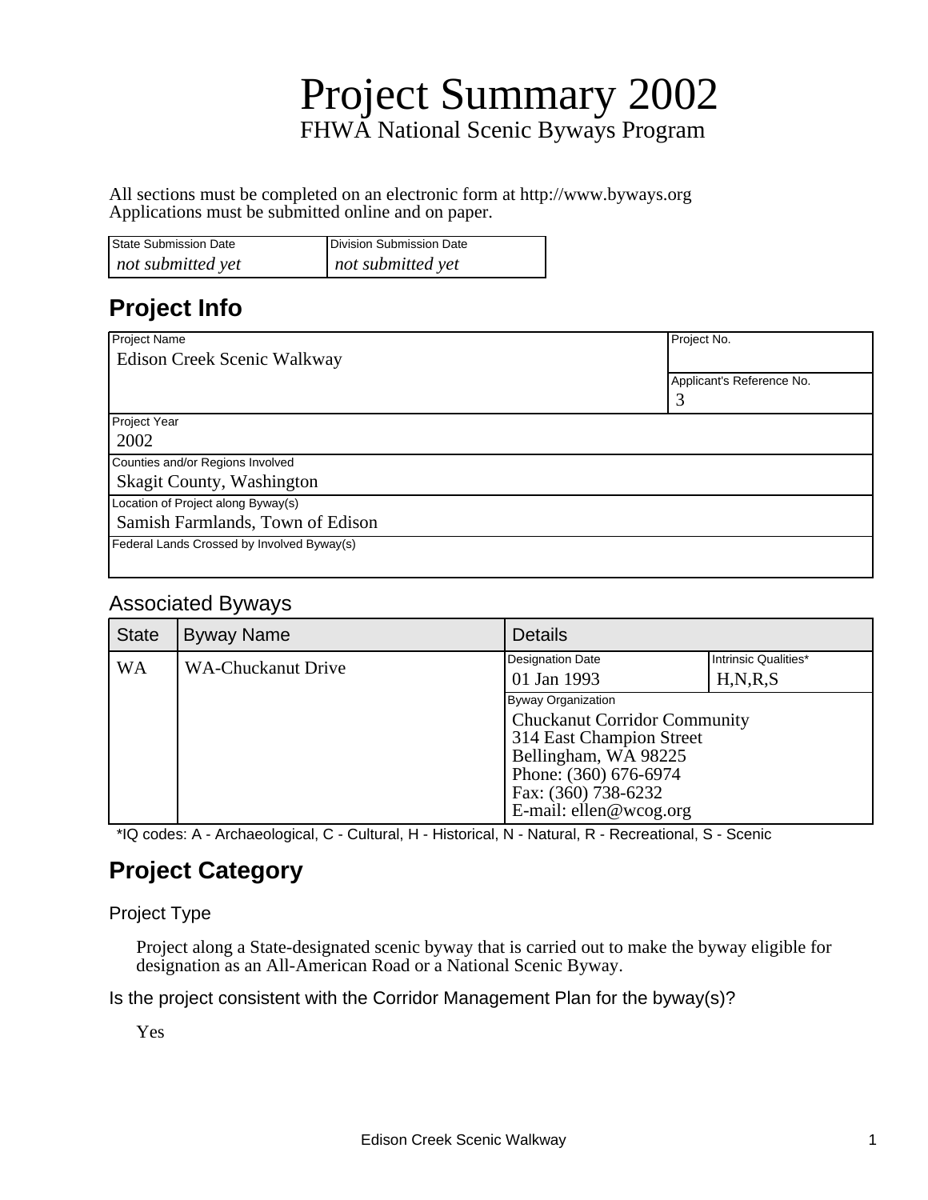# Project Summary 2002

FHWA National Scenic Byways Program

All sections must be completed on an electronic form at http://www.byways.org
Applications must be submitted online and on paper.

| State Submission Date | Division Submission Date |
|---|---|
| *not submitted yet* | *not submitted yet* |

## Project Info

| Project Name | Project No. |
|---|---|
| Edison Creek Scenic Walkway | |
| | Applicant's Reference No. |
| | 3 |

| Project Year |
|---|
| 2002 |
| **Counties and/or Regions Involved** |
| Skagit County, Washington |
| **Location of Project along Byway(s)** |
| Samish Farmlands, Town of Edison |
| **Federal Lands Crossed by Involved Byway(s)** |
| |

### Associated Byways

| State | Byway Name | Details | |
|---|---|---|---|
| WA | WA-Chuckanut Drive | Designation Date: 01 Jan 1993 | Intrinsic Qualities*: H,N,R,S |
| | | Byway Organization: Chuckanut Corridor Community<br>314 East Champion Street<br>Bellingham, WA 98225<br>Phone: (360) 676-6974<br>Fax: (360) 738-6232<br>E-mail: ellen@wcog.org | |

*IQ codes: A - Archaeological, C - Cultural, H - Historical, N - Natural, R - Recreational, S - Scenic

## Project Category

### Project Type

Project along a State-designated scenic byway that is carried out to make the byway eligible for designation as an All-American Road or a National Scenic Byway.

### Is the project consistent with the Corridor Management Plan for the byway(s)?

Yes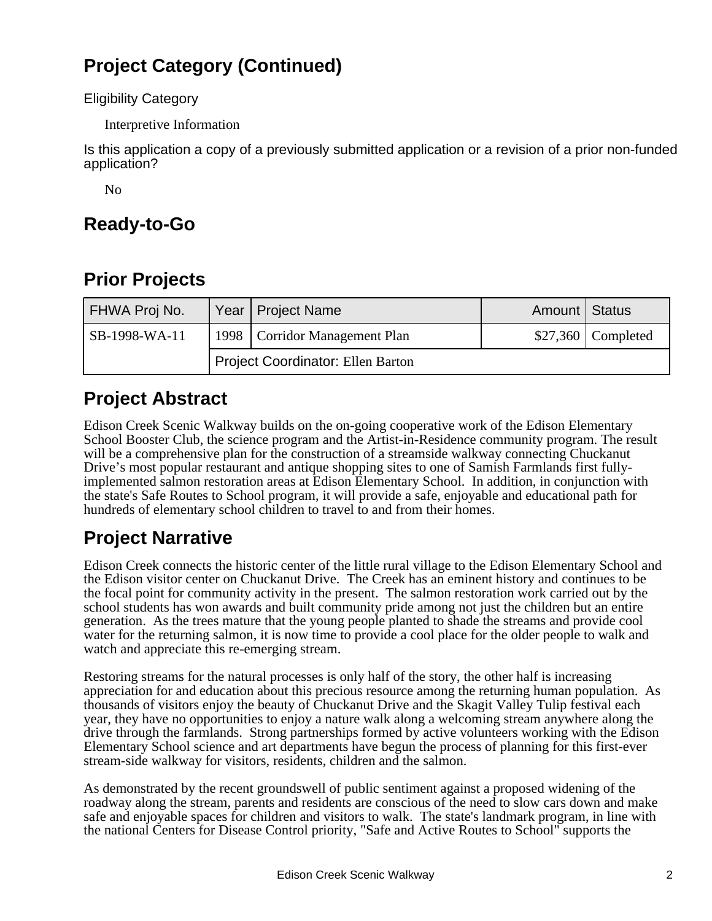## Project Category (Continued)

Eligibility Category

Interpretive Information

Is this application a copy of a previously submitted application or a revision of a prior non-funded application?

No

## Ready-to-Go

## Prior Projects

| FHWA Proj No. | Year | Project Name | Amount | Status |
|---|---|---|---|---|
| SB-1998-WA-11 | 1998 | Corridor Management Plan | $27,360 | Completed |
| | Project Coordinator: Ellen Barton | | | |

## Project Abstract

Edison Creek Scenic Walkway builds on the on-going cooperative work of the Edison Elementary School Booster Club, the science program and the Artist-in-Residence community program. The result will be a comprehensive plan for the construction of a streamside walkway connecting Chuckanut Drive's most popular restaurant and antique shopping sites to one of Samish Farmlands first fully-implemented salmon restoration areas at Edison Elementary School. In addition, in conjunction with the state's Safe Routes to School program, it will provide a safe, enjoyable and educational path for hundreds of elementary school children to travel to and from their homes.

## Project Narrative

Edison Creek connects the historic center of the little rural village to the Edison Elementary School and the Edison visitor center on Chuckanut Drive. The Creek has an eminent history and continues to be the focal point for community activity in the present. The salmon restoration work carried out by the school students has won awards and built community pride among not just the children but an entire generation. As the trees mature that the young people planted to shade the streams and provide cool water for the returning salmon, it is now time to provide a cool place for the older people to walk and watch and appreciate this re-emerging stream.

Restoring streams for the natural processes is only half of the story, the other half is increasing appreciation for and education about this precious resource among the returning human population. As thousands of visitors enjoy the beauty of Chuckanut Drive and the Skagit Valley Tulip festival each year, they have no opportunities to enjoy a nature walk along a welcoming stream anywhere along the drive through the farmlands. Strong partnerships formed by active volunteers working with the Edison Elementary School science and art departments have begun the process of planning for this first-ever stream-side walkway for visitors, residents, children and the salmon.

As demonstrated by the recent groundswell of public sentiment against a proposed widening of the roadway along the stream, parents and residents are conscious of the need to slow cars down and make safe and enjoyable spaces for children and visitors to walk. The state's landmark program, in line with the national Centers for Disease Control priority, "Safe and Active Routes to School" supports the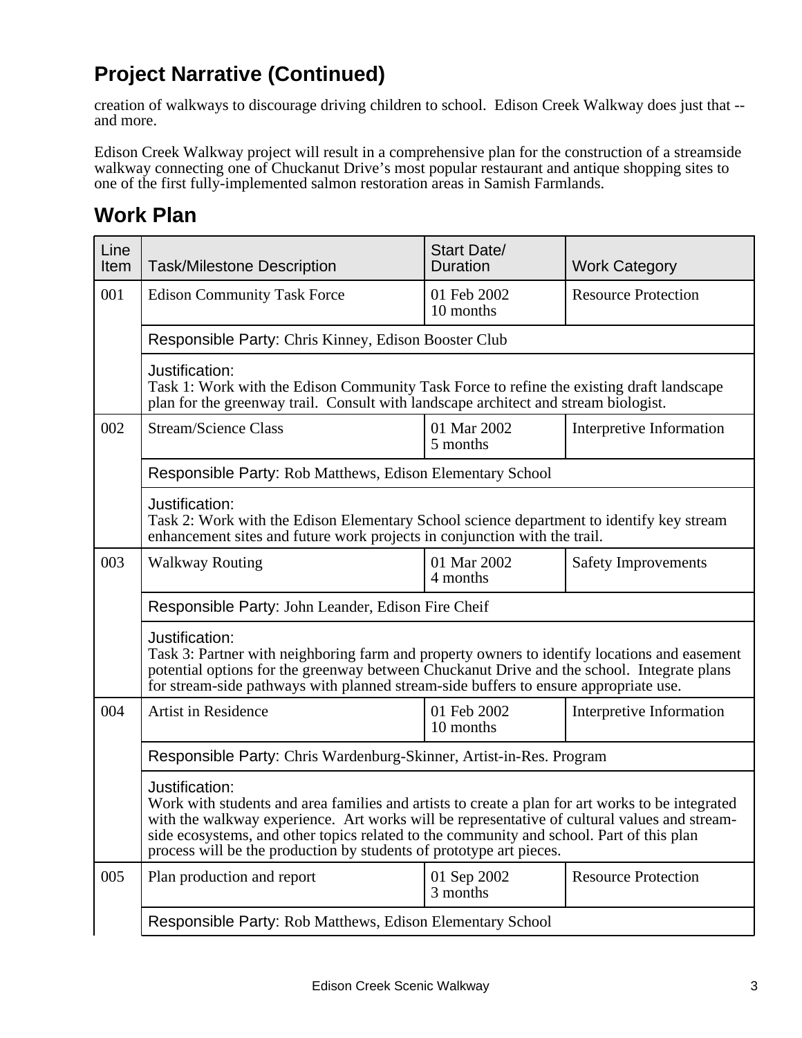## Project Narrative (Continued)

creation of walkways to discourage driving children to school. Edison Creek Walkway does just that -- and more.

Edison Creek Walkway project will result in a comprehensive plan for the construction of a streamside walkway connecting one of Chuckanut Drive's most popular restaurant and antique shopping sites to one of the first fully-implemented salmon restoration areas in Samish Farmlands.

## Work Plan

| Line Item | Task/Milestone Description | Start Date/ Duration | Work Category |
|---|---|---|---|
| 001 | Edison Community Task Force | 01 Feb 2002 10 months | Resource Protection |
| | Responsible Party: Chris Kinney, Edison Booster Club | | |
| | Justification: Task 1: Work with the Edison Community Task Force to refine the existing draft landscape plan for the greenway trail. Consult with landscape architect and stream biologist. | | |
| 002 | Stream/Science Class | 01 Mar 2002 5 months | Interpretive Information |
| | Responsible Party: Rob Matthews, Edison Elementary School | | |
| | Justification: Task 2: Work with the Edison Elementary School science department to identify key stream enhancement sites and future work projects in conjunction with the trail. | | |
| 003 | Walkway Routing | 01 Mar 2002 4 months | Safety Improvements |
| | Responsible Party: John Leander, Edison Fire Cheif | | |
| | Justification: Task 3: Partner with neighboring farm and property owners to identify locations and easement potential options for the greenway between Chuckanut Drive and the school. Integrate plans for stream-side pathways with planned stream-side buffers to ensure appropriate use. | | |
| 004 | Artist in Residence | 01 Feb 2002 10 months | Interpretive Information |
| | Responsible Party: Chris Wardenburg-Skinner, Artist-in-Res. Program | | |
| | Justification: Work with students and area families and artists to create a plan for art works to be integrated with the walkway experience. Art works will be representative of cultural values and stream-side ecosystems, and other topics related to the community and school. Part of this plan process will be the production by students of prototype art pieces. | | |
| 005 | Plan production and report | 01 Sep 2002 3 months | Resource Protection |
| | Responsible Party: Rob Matthews, Edison Elementary School | | |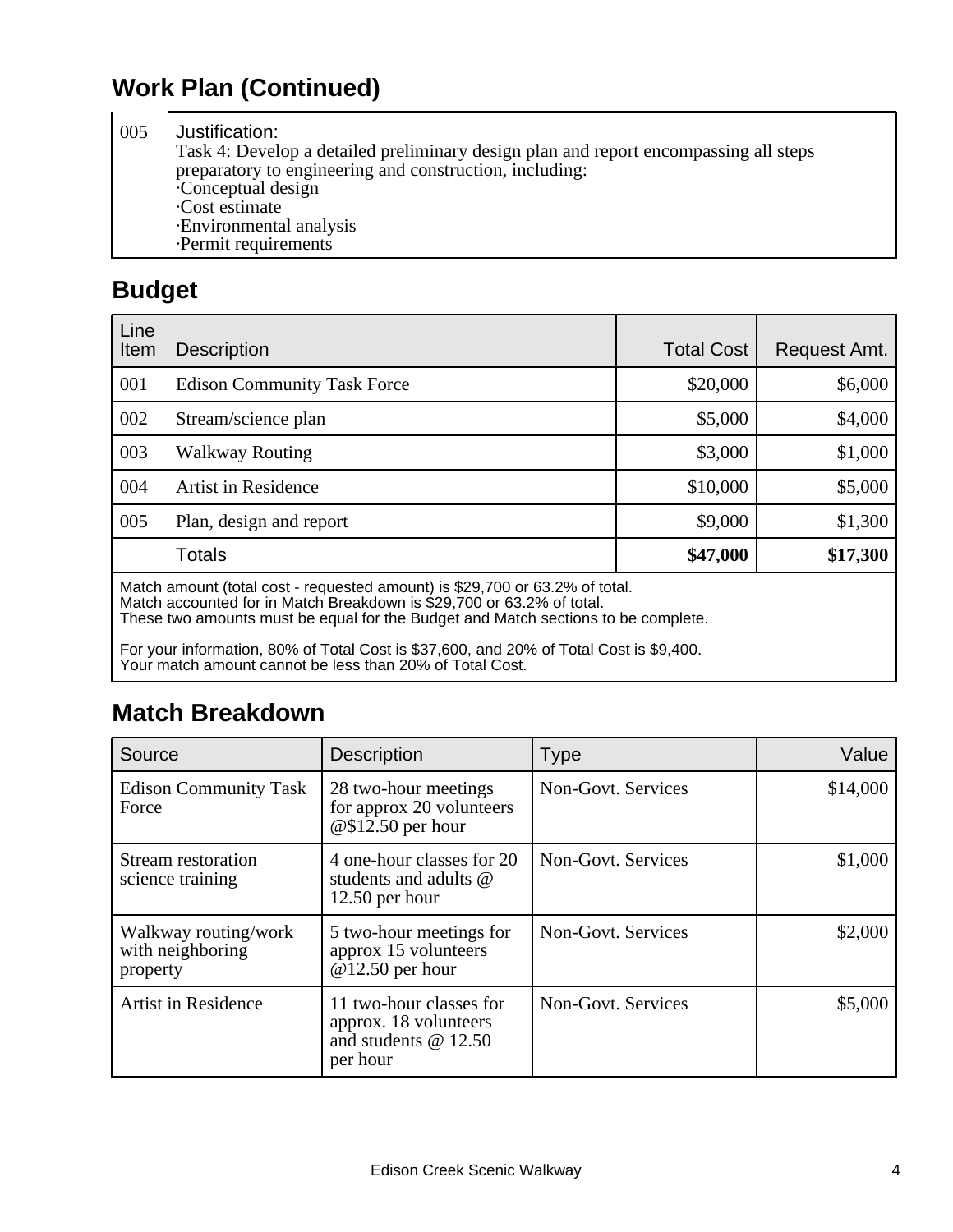## Work Plan (Continued)

| | |
|---|---|
| 005 | Justification:<br>Task 4: Develop a detailed preliminary design plan and report encompassing all steps preparatory to engineering and construction, including:<br>·Conceptual design<br>·Cost estimate<br>·Environmental analysis<br>·Permit requirements |

## Budget

| Line Item | Description | Total Cost | Request Amt. |
|---|---|---|---|
| 001 | Edison Community Task Force | \$20,000 | \$6,000 |
| 002 | Stream/science plan | \$5,000 | \$4,000 |
| 003 | Walkway Routing | \$3,000 | \$1,000 |
| 004 | Artist in Residence | \$10,000 | \$5,000 |
| 005 | Plan, design and report | \$9,000 | \$1,300 |
| | Totals | **\$47,000** | **\$17,300** |

Match amount (total cost - requested amount) is \$29,700 or 63.2% of total.
Match accounted for in Match Breakdown is \$29,700 or 63.2% of total.
These two amounts must be equal for the Budget and Match sections to be complete.

For your information, 80% of Total Cost is \$37,600, and 20% of Total Cost is \$9,400.
Your match amount cannot be less than 20% of Total Cost.

## Match Breakdown

| Source | Description | Type | Value |
|---|---|---|---|
| Edison Community Task Force | 28 two-hour meetings for approx 20 volunteers @\$12.50 per hour | Non-Govt. Services | \$14,000 |
| Stream restoration science training | 4 one-hour classes for 20 students and adults @ 12.50 per hour | Non-Govt. Services | \$1,000 |
| Walkway routing/work with neighboring property | 5 two-hour meetings for approx 15 volunteers @12.50 per hour | Non-Govt. Services | \$2,000 |
| Artist in Residence | 11 two-hour classes for approx. 18 volunteers and students @ 12.50 per hour | Non-Govt. Services | \$5,000 |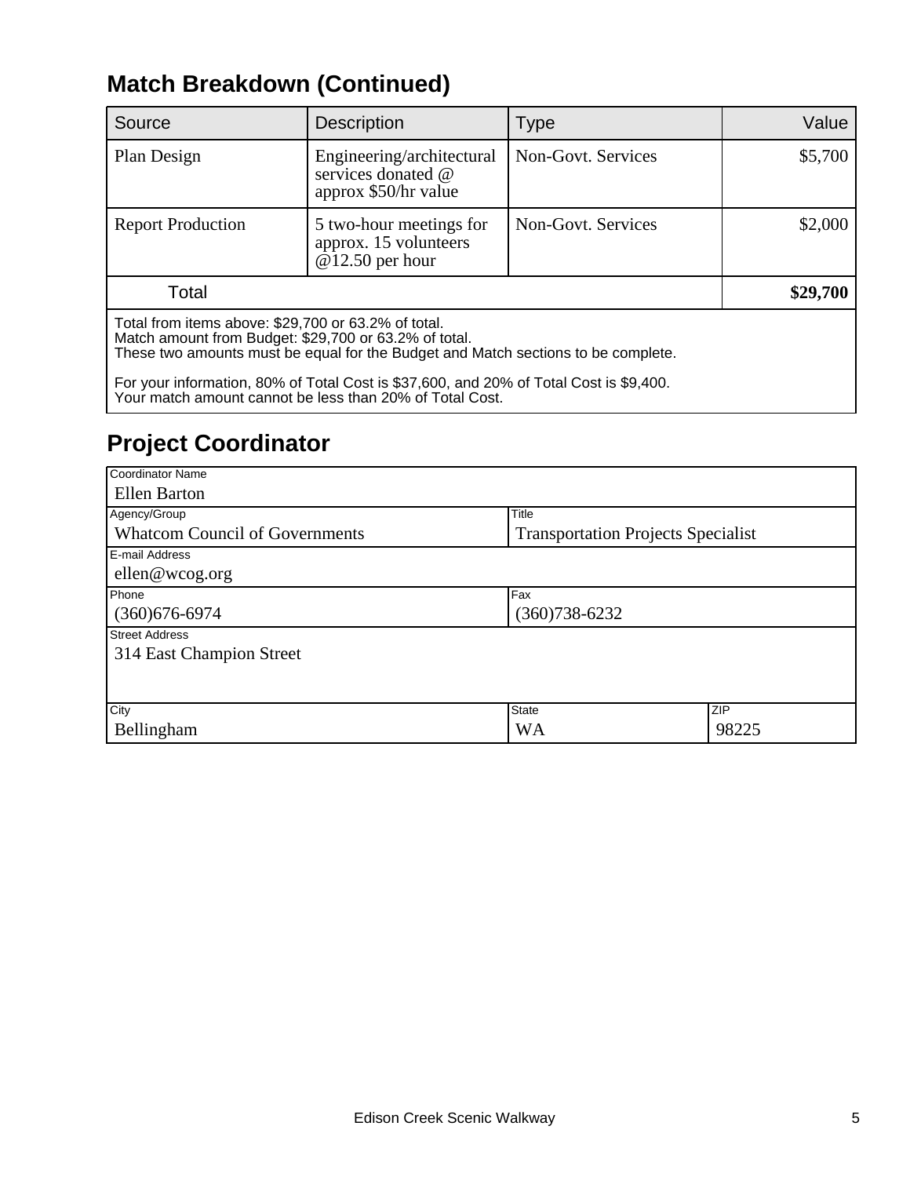## Match Breakdown (Continued)

| Source | Description | Type | Value |
|---|---|---|---|
| Plan Design | Engineering/architectural services donated @ approx $50/hr value | Non-Govt. Services | $5,700 |
| Report Production | 5 two-hour meetings for approx. 15 volunteers @12.50 per hour | Non-Govt. Services | $2,000 |
| Total | | | **$29,700** |

Total from items above: $29,700 or 63.2% of total.
Match amount from Budget: $29,700 or 63.2% of total.
These two amounts must be equal for the Budget and Match sections to be complete.

For your information, 80% of Total Cost is $37,600, and 20% of Total Cost is $9,400.
Your match amount cannot be less than 20% of Total Cost.

## Project Coordinator

| Field | Value |
|---|---|
| Coordinator Name | Ellen Barton |
| Agency/Group | Whatcom Council of Governments |
| Title | Transportation Projects Specialist |
| E-mail Address | ellen@wcog.org |
| Phone | (360)676-6974 |
| Fax | (360)738-6232 |
| Street Address | 314 East Champion Street |
| City | Bellingham |
| State | WA |
| ZIP | 98225 |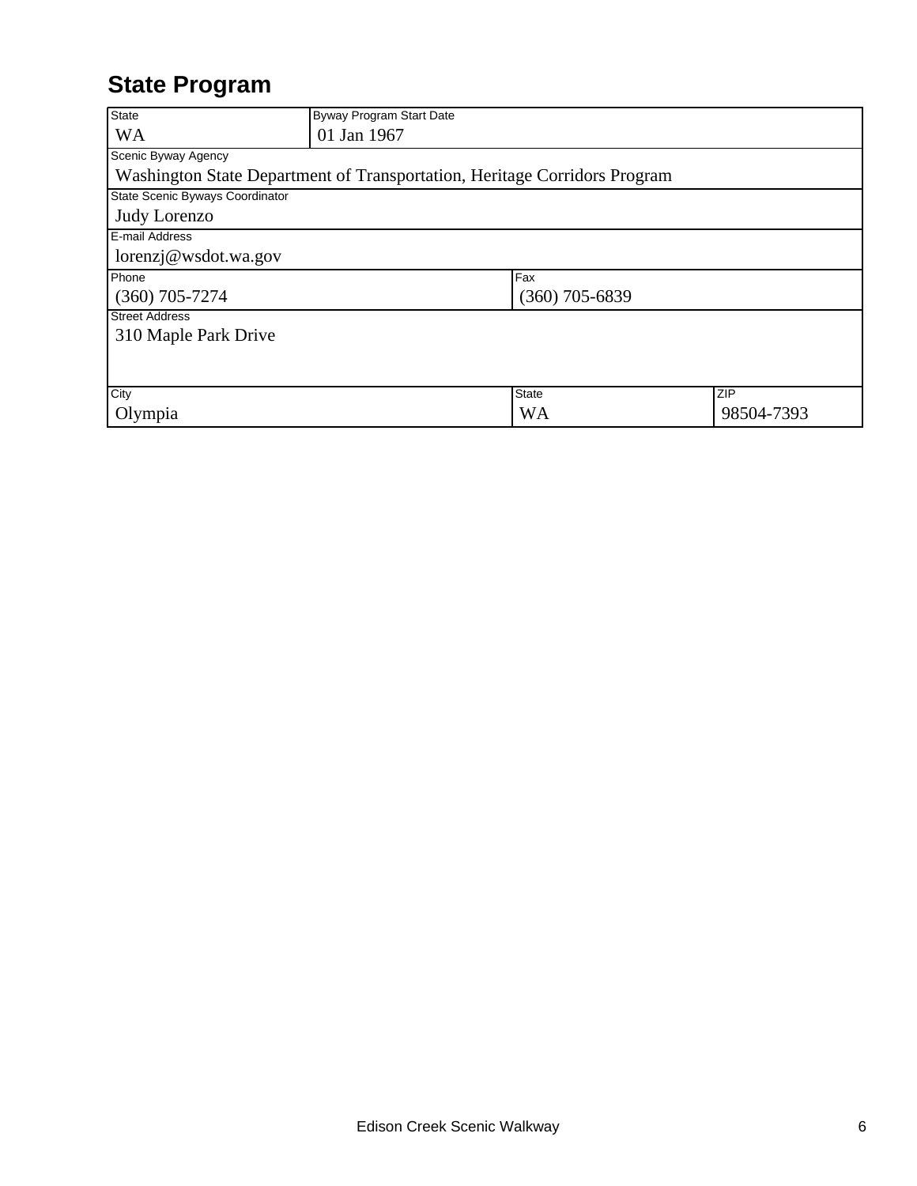## State Program

| State | Byway Program Start Date | |
|---|---|---|
| WA | 01 Jan 1967 | |

| Scenic Byway Agency |
|---|
| Washington State Department of Transportation, Heritage Corridors Program |

| State Scenic Byways Coordinator |
|---|
| Judy Lorenzo |

| E-mail Address |
|---|
| lorenzj@wsdot.wa.gov |

| Phone | Fax |
|---|---|
| (360) 705-7274 | (360) 705-6839 |

| Street Address |
|---|
| 310 Maple Park Drive |

| City | State | ZIP |
|---|---|---|
| Olympia | WA | 98504-7393 |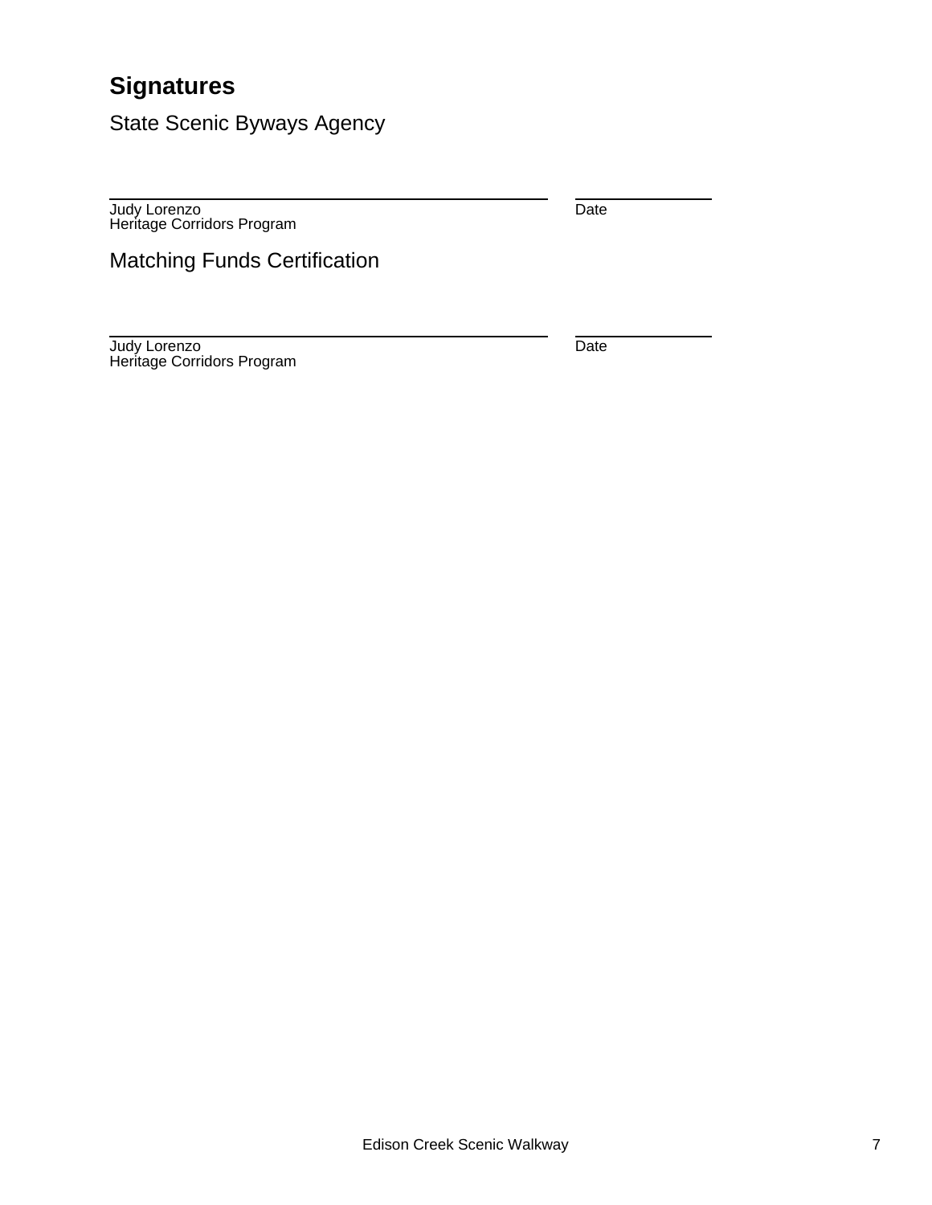## Signatures

### State Scenic Byways Agency

| | |
|---|---|
| Judy Lorenzo<br>Heritage Corridors Program | Date |

### Matching Funds Certification

| | |
|---|---|
| Judy Lorenzo<br>Heritage Corridors Program | Date |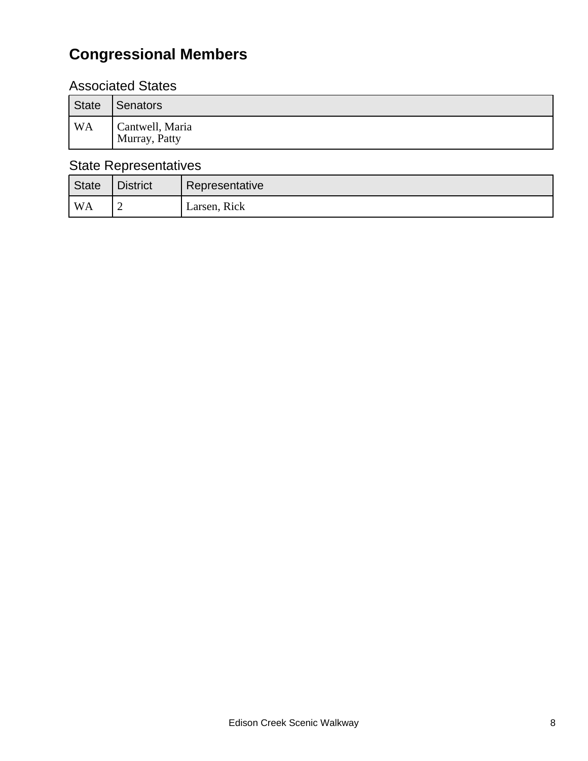## Congressional Members

### Associated States

| State | Senators |
| --- | --- |
| WA | Cantwell, Maria<br>Murray, Patty |

### State Representatives

| State | District | Representative |
| --- | --- | --- |
| WA | 2 | Larsen, Rick |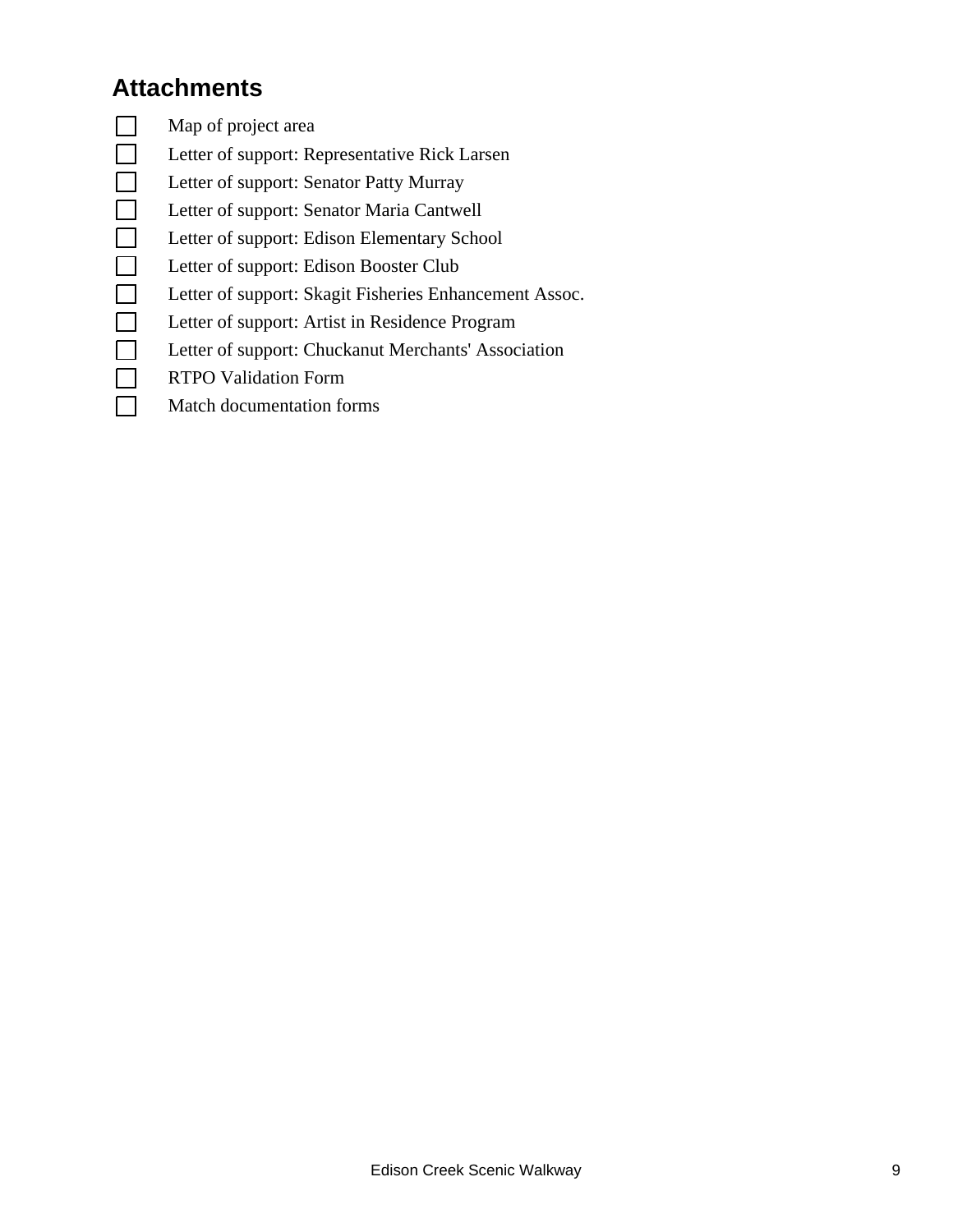## Attachments

- [ ] Map of project area
- [ ] Letter of support: Representative Rick Larsen
- [ ] Letter of support: Senator Patty Murray
- [ ] Letter of support: Senator Maria Cantwell
- [ ] Letter of support: Edison Elementary School
- [ ] Letter of support: Edison Booster Club
- [ ] Letter of support: Skagit Fisheries Enhancement Assoc.
- [ ] Letter of support: Artist in Residence Program
- [ ] Letter of support: Chuckanut Merchants' Association
- [ ] RTPO Validation Form
- [ ] Match documentation forms